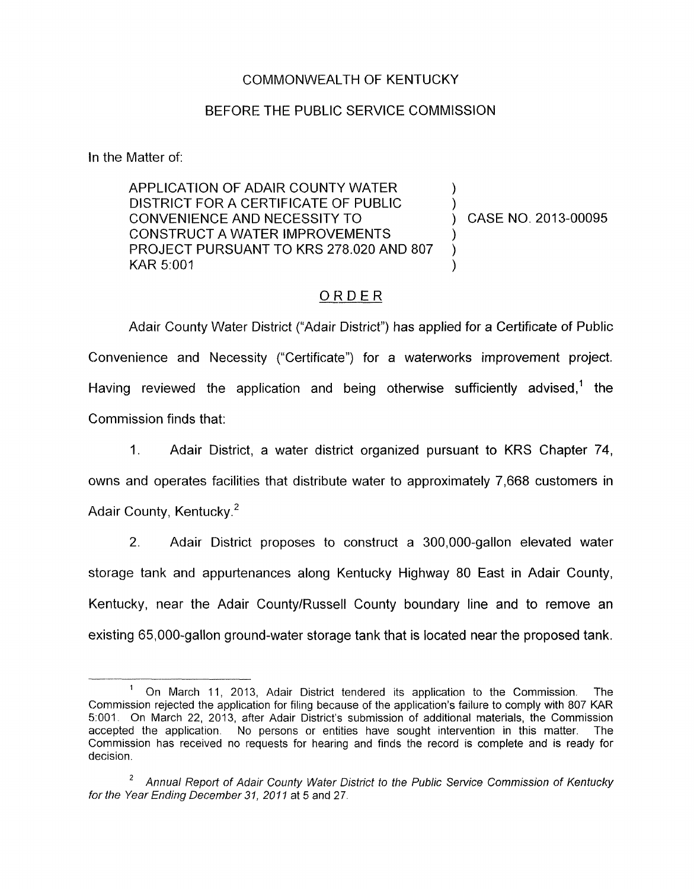COMMONWEALTH OF KENTUCKY

BEFORE THE PUBLIC SERVICE COMMISSION

In the Matter of:

| | | |
|---|---|---|
| APPLICATION OF ADAIR COUNTY WATER DISTRICT FOR A CERTIFICATE OF PUBLIC CONVENIENCE AND NECESSITY TO CONSTRUCT A WATER IMPROVEMENTS PROJECT PURSUANT TO KRS 278.020 AND 807 KAR 5:001 | ) | CASE NO. 2013-00095 |

ORDER

Adair County Water District ("Adair District") has applied for a Certificate of Public Convenience and Necessity ("Certificate") for a waterworks improvement project. Having reviewed the application and being otherwise sufficiently advised,[1] the Commission finds that:

1. Adair District, a water district organized pursuant to KRS Chapter 74, owns and operates facilities that distribute water to approximately 7,668 customers in Adair County, Kentucky.[2]

2. Adair District proposes to construct a 300,000-gallon elevated water storage tank and appurtenances along Kentucky Highway 80 East in Adair County, Kentucky, near the Adair County/Russell County boundary line and to remove an existing 65,000-gallon ground-water storage tank that is located near the proposed tank.

---

[1] On March 11, 2013, Adair District tendered its application to the Commission. The Commission rejected the application for filing because of the application's failure to comply with 807 KAR 5:001. On March 22, 2013, after Adair District's submission of additional materials, the Commission accepted the application. No persons or entities have sought intervention in this matter. The Commission has received no requests for hearing and finds the record is complete and is ready for decision.

[2] *Annual Report of Adair County Water District to the Public Service Commission of Kentucky for the Year Ending December 31, 2011* at 5 and 27.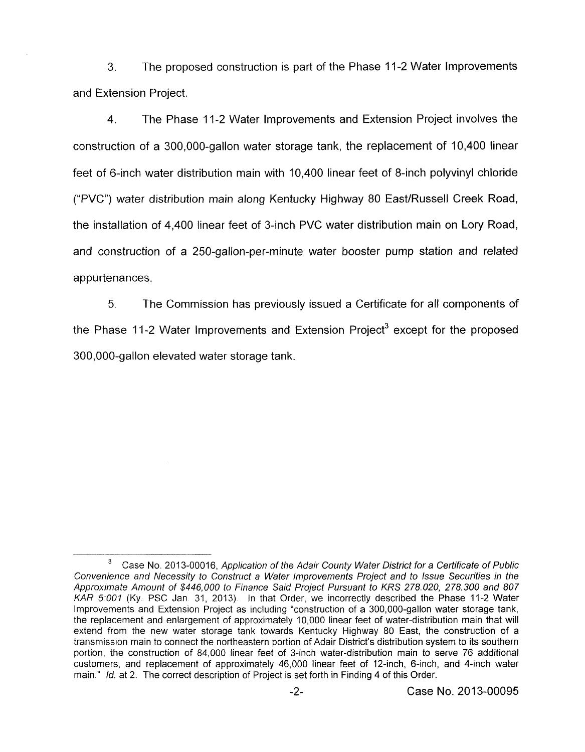3. The proposed construction is part of the Phase 11-2 Water Improvements and Extension Project.

4. The Phase 11-2 Water Improvements and Extension Project involves the construction of a 300,000-gallon water storage tank, the replacement of 10,400 linear feet of 6-inch water distribution main with 10,400 linear feet of 8-inch polyvinyl chloride ("PVC") water distribution main along Kentucky Highway 80 East/Russell Creek Road, the installation of 4,400 linear feet of 3-inch PVC water distribution main on Lory Road, and construction of a 250-gallon-per-minute water booster pump station and related appurtenances.

5. The Commission has previously issued a Certificate for all components of the Phase 11-2 Water Improvements and Extension Project[3] except for the proposed 300,000-gallon elevated water storage tank.

---

[3] Case No. 2013-00016, *Application of the Adair County Water District for a Certificate of Public Convenience and Necessity to Construct a Water Improvements Project and to Issue Securities in the Approximate Amount of $446,000 to Finance Said Project Pursuant to KRS 278.020, 278.300 and 807 KAR 5:001* (Ky. PSC Jan. 31, 2013). In that Order, we incorrectly described the Phase 11-2 Water Improvements and Extension Project as including "construction of a 300,000-gallon water storage tank, the replacement and enlargement of approximately 10,000 linear feet of water-distribution main that will extend from the new water storage tank towards Kentucky Highway 80 East, the construction of a transmission main to connect the northeastern portion of Adair District's distribution system to its southern portion, the construction of 84,000 linear feet of 3-inch water-distribution main to serve 76 additional customers, and replacement of approximately 46,000 linear feet of 12-inch, 6-inch, and 4-inch water main." *Id.* at 2. The correct description of Project is set forth in Finding 4 of this Order.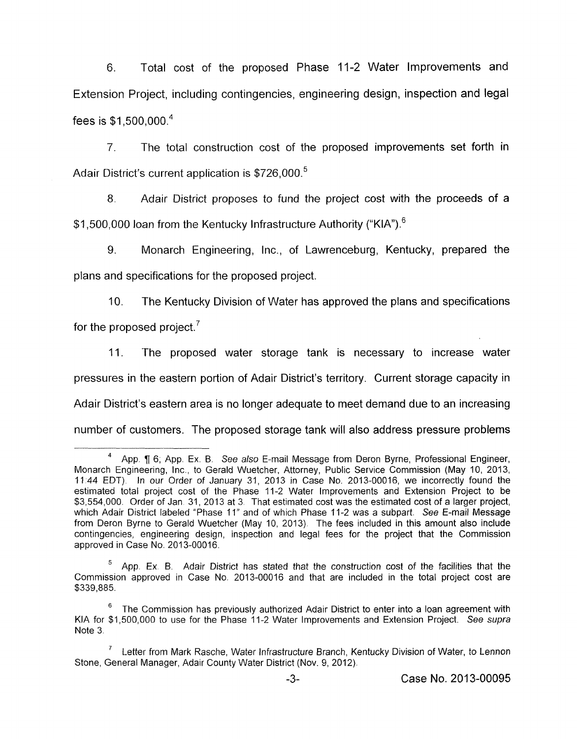6. Total cost of the proposed Phase 11-2 Water Improvements and Extension Project, including contingencies, engineering design, inspection and legal fees is $1,500,000.[4]

7. The total construction cost of the proposed improvements set forth in Adair District's current application is $726,000.[5]

8. Adair District proposes to fund the project cost with the proceeds of a $1,500,000 loan from the Kentucky Infrastructure Authority ("KIA").[6]

9. Monarch Engineering, Inc., of Lawrenceburg, Kentucky, prepared the plans and specifications for the proposed project.

10. The Kentucky Division of Water has approved the plans and specifications for the proposed project.[7]

11. The proposed water storage tank is necessary to increase water pressures in the eastern portion of Adair District's territory. Current storage capacity in Adair District's eastern area is no longer adequate to meet demand due to an increasing number of customers. The proposed storage tank will also address pressure problems

---

[4] App. ¶ 6; App. Ex. B. *See also* E-mail Message from Deron Byrne, Professional Engineer, Monarch Engineering, Inc., to Gerald Wuetcher, Attorney, Public Service Commission (May 10, 2013, 11:44 EDT). In our Order of January 31, 2013 in Case No. 2013-00016, we incorrectly found the estimated total project cost of the Phase 11-2 Water Improvements and Extension Project to be $3,554,000. Order of Jan. 31, 2013 at 3. That estimated cost was the estimated cost of a larger project, which Adair District labeled "Phase 11" and of which Phase 11-2 was a subpart. *See* E-mail Message from Deron Byrne to Gerald Wuetcher (May 10, 2013). The fees included in this amount also include contingencies, engineering design, inspection and legal fees for the project that the Commission approved in Case No. 2013-00016.

[5] App. Ex. B. Adair District has stated that the construction cost of the facilities that the Commission approved in Case No. 2013-00016 and that are included in the total project cost are $339,885.

[6] The Commission has previously authorized Adair District to enter into a loan agreement with KIA for $1,500,000 to use for the Phase 11-2 Water Improvements and Extension Project. *See supra* Note 3.

[7] Letter from Mark Rasche, Water Infrastructure Branch, Kentucky Division of Water, to Lennon Stone, General Manager, Adair County Water District (Nov. 9, 2012).

Case No. 2013-00095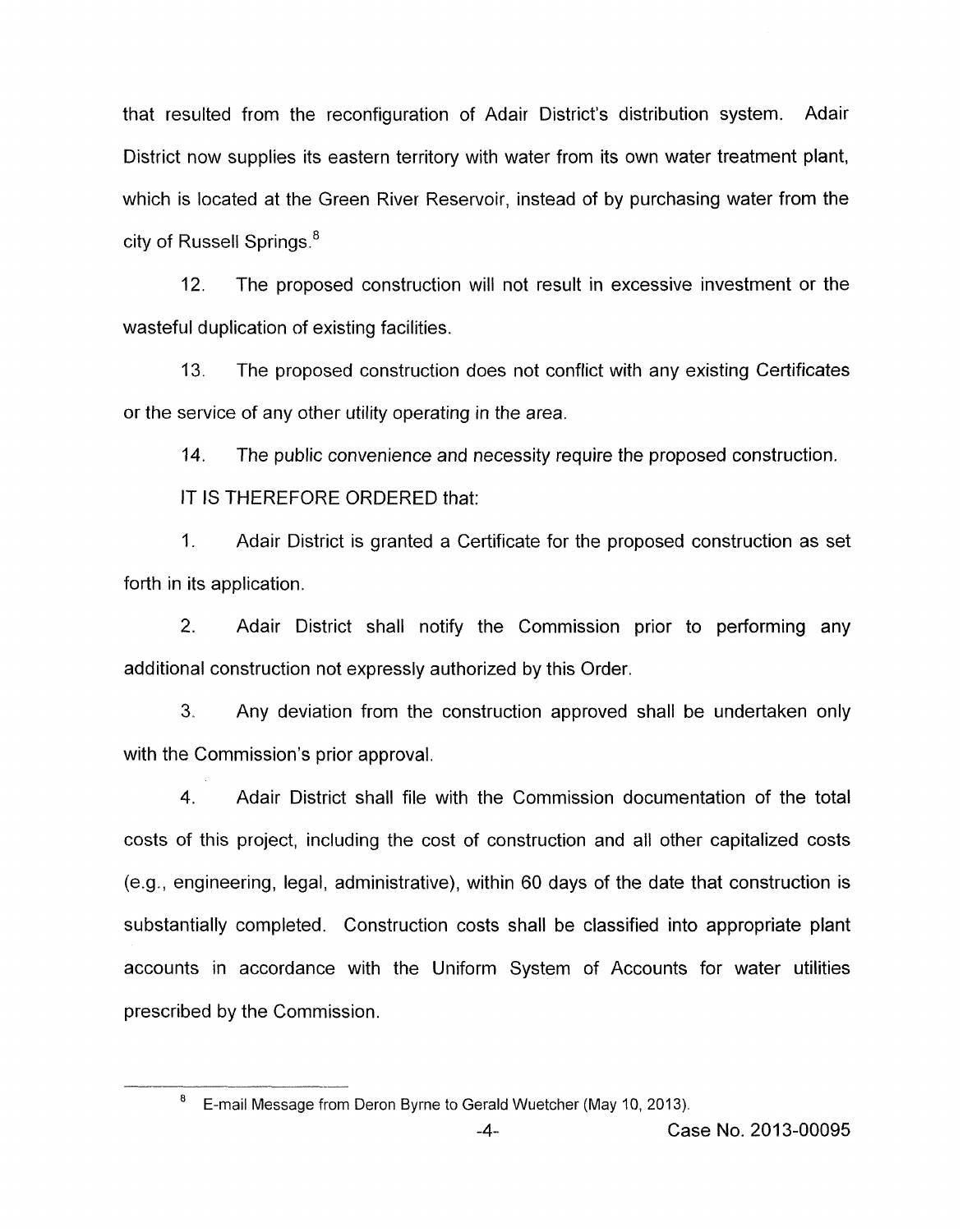that resulted from the reconfiguration of Adair District's distribution system. Adair District now supplies its eastern territory with water from its own water treatment plant, which is located at the Green River Reservoir, instead of by purchasing water from the city of Russell Springs.[8]

12. The proposed construction will not result in excessive investment or the wasteful duplication of existing facilities.

13. The proposed construction does not conflict with any existing Certificates or the service of any other utility operating in the area.

14. The public convenience and necessity require the proposed construction.

IT IS THEREFORE ORDERED that:

1. Adair District is granted a Certificate for the proposed construction as set forth in its application.

2. Adair District shall notify the Commission prior to performing any additional construction not expressly authorized by this Order.

3. Any deviation from the construction approved shall be undertaken only with the Commission's prior approval.

4. Adair District shall file with the Commission documentation of the total costs of this project, including the cost of construction and all other capitalized costs (e.g., engineering, legal, administrative), within 60 days of the date that construction is substantially completed. Construction costs shall be classified into appropriate plant accounts in accordance with the Uniform System of Accounts for water utilities prescribed by the Commission.

---

[8] E-mail Message from Deron Byrne to Gerald Wuetcher (May 10, 2013).

Case No. 2013-00095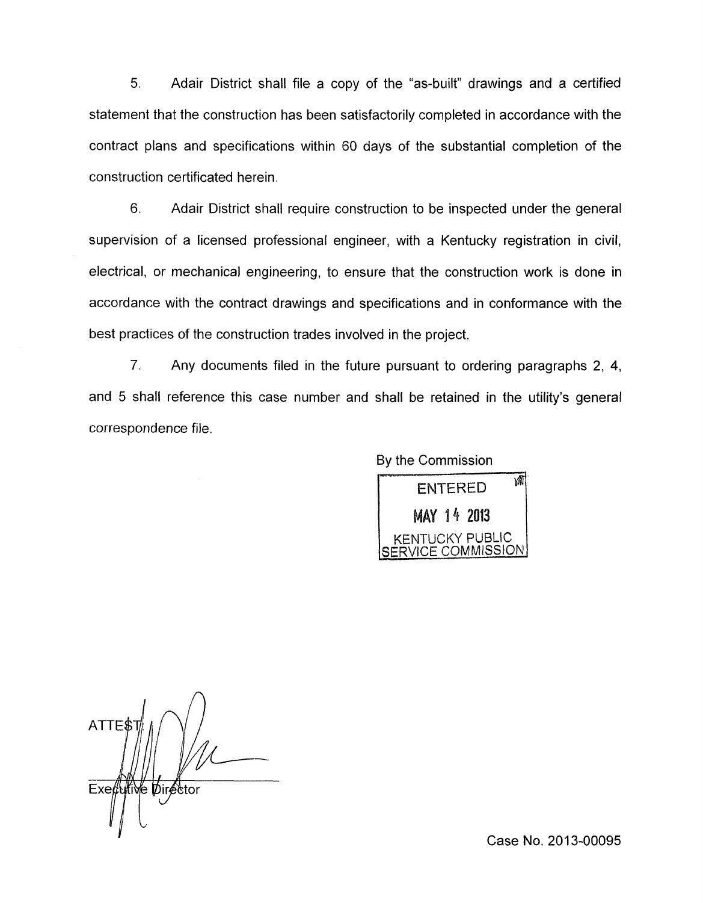5. Adair District shall file a copy of the "as-built" drawings and a certified statement that the construction has been satisfactorily completed in accordance with the contract plans and specifications within 60 days of the substantial completion of the construction certificated herein.

6. Adair District shall require construction to be inspected under the general supervision of a licensed professional engineer, with a Kentucky registration in civil, electrical, or mechanical engineering, to ensure that the construction work is done in accordance with the contract drawings and specifications and in conformance with the best practices of the construction trades involved in the project.

7. Any documents filed in the future pursuant to ordering paragraphs 2, 4, and 5 shall reference this case number and shall be retained in the utility's general correspondence file.

By the Commission

ENTERED
MAY 14 2013
KENTUCKY PUBLIC SERVICE COMMISSION

ATTEST:

Executive Director

Case No. 2013-00095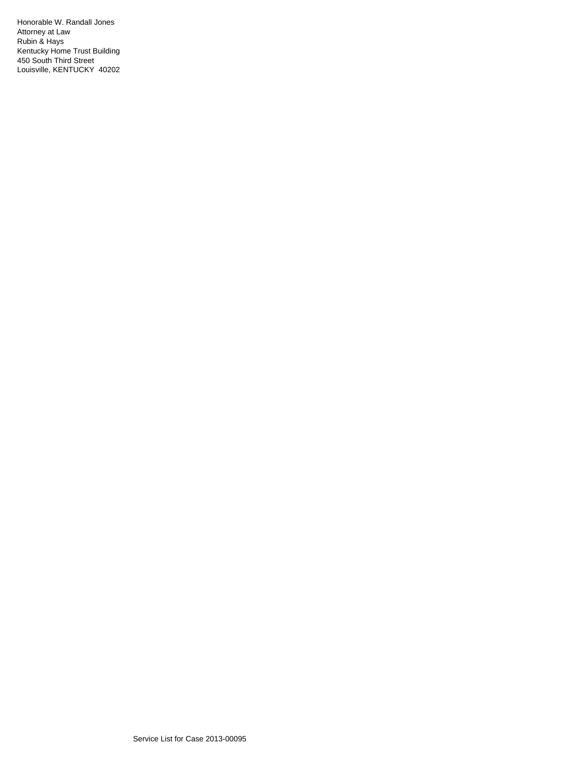Honorable W. Randall Jones
Attorney at Law
Rubin & Hays
Kentucky Home Trust Building
450 South Third Street
Louisville, KENTUCKY 40202

Service List for Case 2013-00095